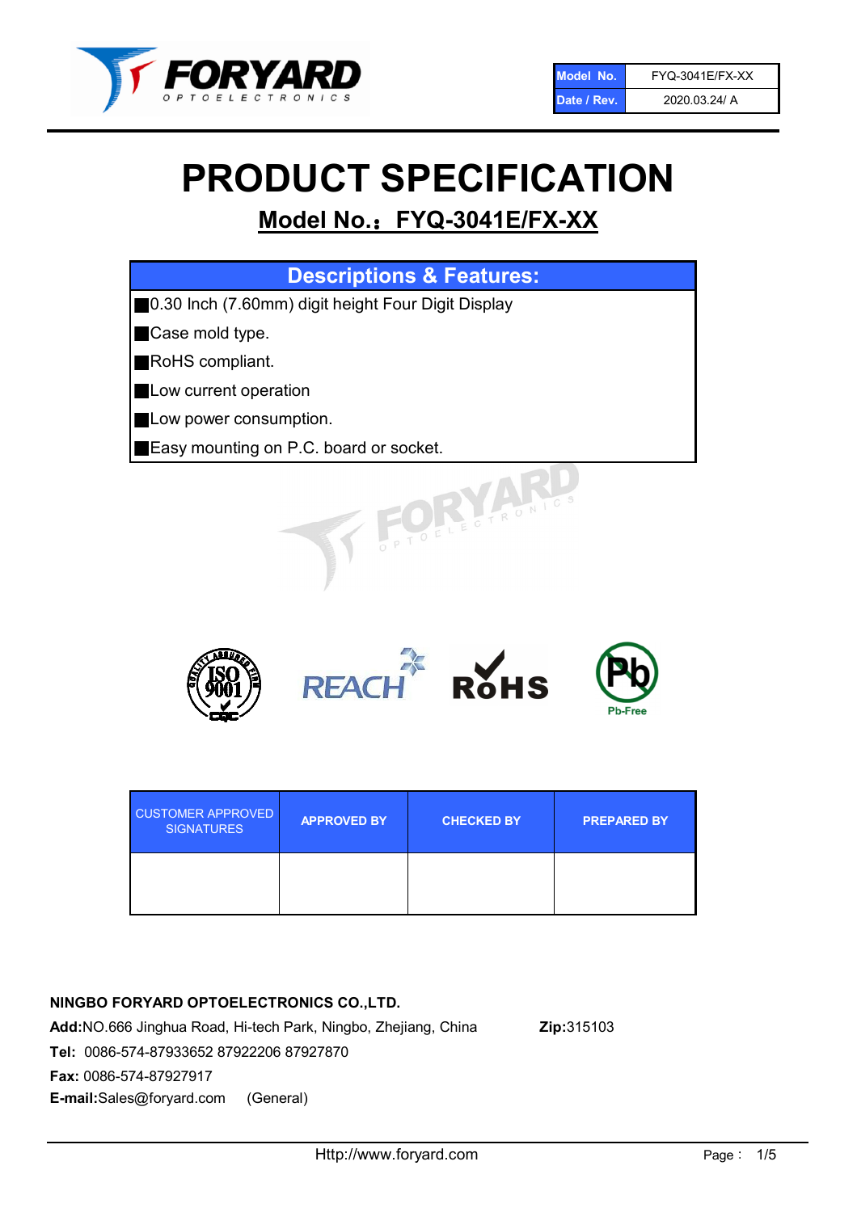| Model No. | FYQ-3041E/FX-XX |
|---|---|
| Date / Rev. | 2020.03.24/ A |

# PRODUCT SPECIFICATION

## Model No.：FYQ-3041E/FX-XX

### Descriptions & Features:

- 0.30 Inch (7.60mm) digit height Four Digit Display
- Case mold type.
- RoHS compliant.
- Low current operation
- Low power consumption.
- Easy mounting on P.C. board or socket.

| CUSTOMER APPROVED SIGNATURES | APPROVED BY | CHECKED BY | PREPARED BY |
|---|---|---|---|
| | | | |

**NINGBO FORYARD OPTOELECTRONICS CO.,LTD.**

**Add:**NO.666 Jinghua Road, Hi-tech Park, Ningbo, Zhejiang, China **Zip:**315103

**Tel:** 0086-574-87933652 87922206 87927870

**Fax:** 0086-574-87927917

**E-mail:**Sales@foryard.com (General)

Http://www.foryard.com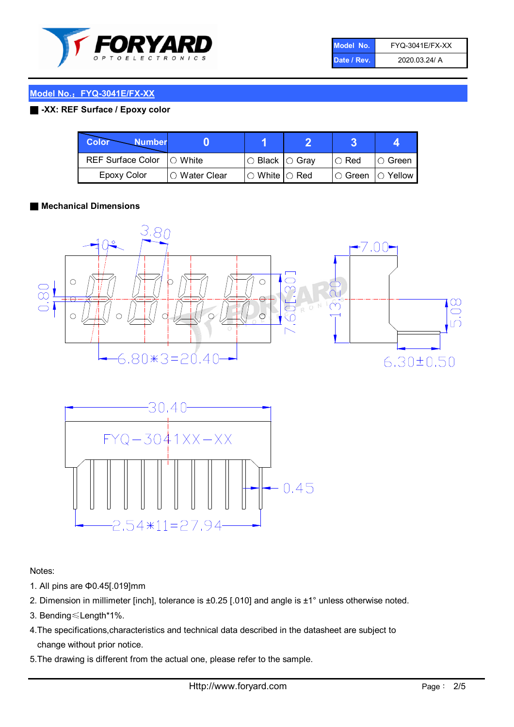| Model No. | FYQ-3041E/FX-XX |
| --- | --- |
| Date / Rev. | 2020.03.24/ A |

## Model No.：FYQ-3041E/FX-XX

**-XX: REF Surface / Epoxy color**

| Color \ Number | 0 | 1 | 2 | 3 | 4 |
| --- | --- | --- | --- | --- | --- |
| REF Surface Color | ○ White | ○ Black | ○ Gray | ○ Red | ○ Green |
| Epoxy Color | ○ Water Clear | ○ White | ○ Red | ○ Green | ○ Yellow |

**Mechanical Dimensions**

3.80
10°
0.80
7.60[.30]
13.20
7.00
5.08
6.80*3=20.40
6.30±0.50
30.40
FYQ-3041XX-XX
0.45
2.54*11=27.94

Notes:

1. All pins are Φ0.45[.019]mm
2. Dimension in millimeter [inch], tolerance is ±0.25 [.010] and angle is ±1° unless otherwise noted.
3. Bending≤Length*1%.
4. The specifications,characteristics and technical data described in the datasheet are subject to change without prior notice.
5. The drawing is different from the actual one, please refer to the sample.

Http://www.foryard.com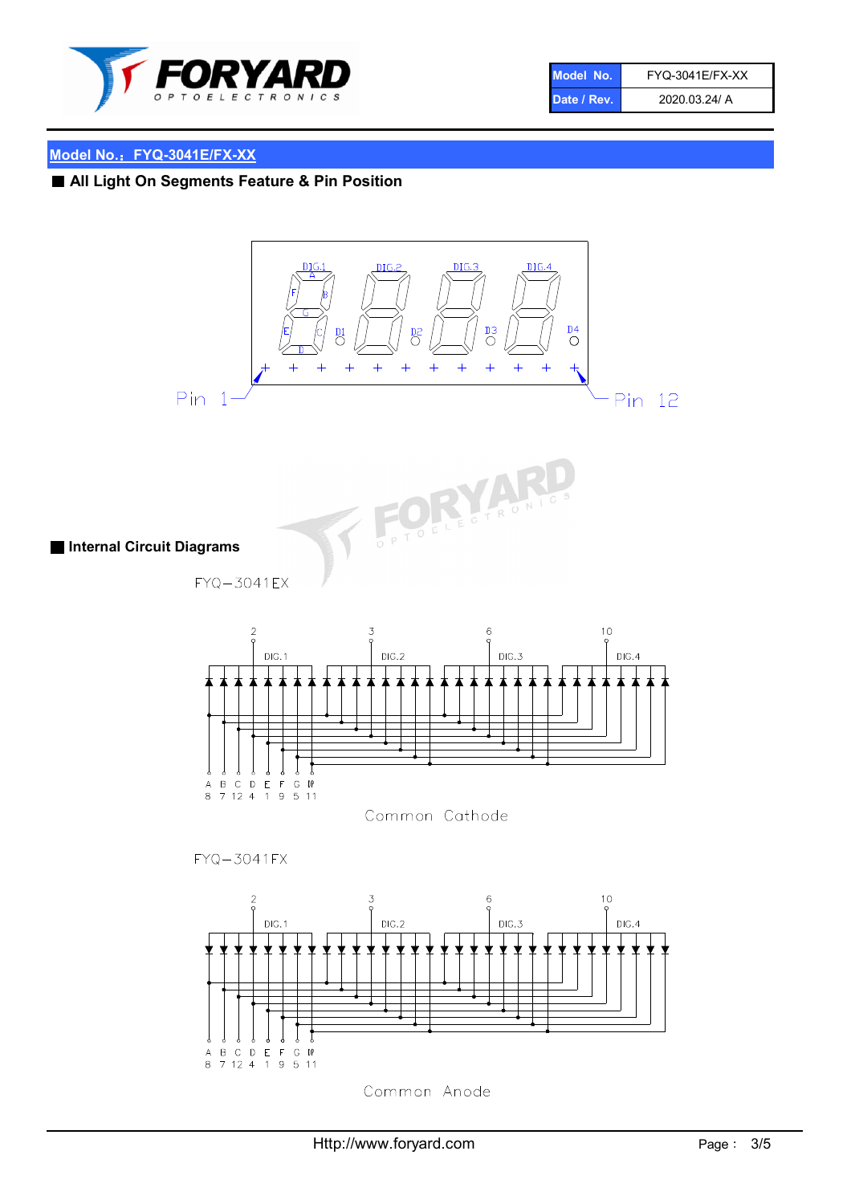## Model No.：FYQ-3041E/FX-XX

### ■ All Light On Segments Feature & Pin Position

DIG.1 DIG.2 DIG.3 DIG.4

A B C D E F G

D1 D2 D3 D4

Pin 1

Pin 12

### ■ Internal Circuit Diagrams

FYQ-3041EX

2 3 6 10

DIG.1 DIG.2 DIG.3 DIG.4

A B C D E F G DP

8 7 12 4 1 9 5 11

Common Cathode

FYQ-3041FX

2 3 6 10

DIG.1 DIG.2 DIG.3 DIG.4

A B C D E F G DP

8 7 12 4 1 9 5 11

Common Anode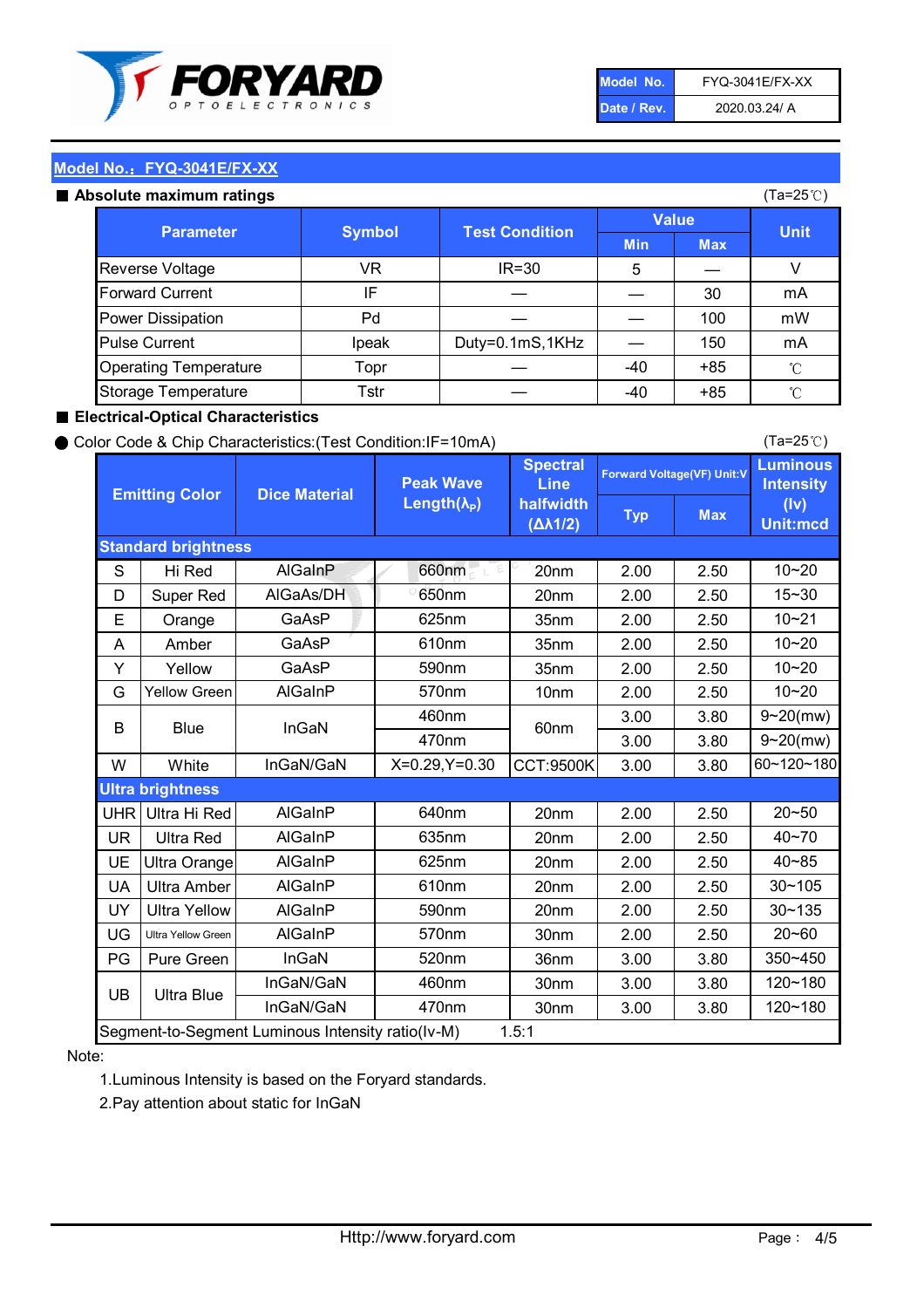| Model No. | FYQ-3041E/FX-XX |
| --- | --- |
| Date / Rev. | 2020.03.24/ A |

## Model No.：FYQ-3041E/FX-XX

### ■ Absolute maximum ratings

(Ta=25℃)

| Parameter | Symbol | Test Condition | Value | | Unit |
| --- | --- | --- | --- | --- | --- |
| | | | Min | Max | |
| Reverse Voltage | VR | IR=30 | 5 | — | V |
| Forward Current | IF | — | — | 30 | mA |
| Power Dissipation | Pd | — | — | 100 | mW |
| Pulse Current | Ipeak | Duty=0.1mS,1KHz | — | 150 | mA |
| Operating Temperature | Topr | — | -40 | +85 | ℃ |
| Storage Temperature | Tstr | — | -40 | +85 | ℃ |

### ■ Electrical-Optical Characteristics

● Color Code & Chip Characteristics:(Test Condition:IF=10mA)

(Ta=25℃)

| | Emitting Color | Dice Material | Peak Wave Length($\lambda_P$) | Spectral Line halfwidth ($\Delta\lambda 1/2$) | Forward Voltage(VF) Unit:V | | Luminous Intensity (Iv) Unit:mcd |
| --- | --- | --- | --- | --- | --- | --- | --- |
| | | | | | Typ | Max | |
| **Standard brightness** | | | | | | | |
| S | Hi Red | AlGaInP | 660nm | 20nm | 2.00 | 2.50 | 10~20 |
| D | Super Red | AlGaAs/DH | 650nm | 20nm | 2.00 | 2.50 | 15~30 |
| E | Orange | GaAsP | 625nm | 35nm | 2.00 | 2.50 | 10~21 |
| A | Amber | GaAsP | 610nm | 35nm | 2.00 | 2.50 | 10~20 |
| Y | Yellow | GaAsP | 590nm | 35nm | 2.00 | 2.50 | 10~20 |
| G | Yellow Green | AlGaInP | 570nm | 10nm | 2.00 | 2.50 | 10~20 |
| B | Blue | InGaN | 460nm | 60nm | 3.00 | 3.80 | 9~20(mw) |
| | | | 470nm | | 3.00 | 3.80 | 9~20(mw) |
| W | White | InGaN/GaN | X=0.29,Y=0.30 | CCT:9500K | 3.00 | 3.80 | 60~120~180 |
| **Ultra brightness** | | | | | | | |
| UHR | Ultra Hi Red | AlGaInP | 640nm | 20nm | 2.00 | 2.50 | 20~50 |
| UR | Ultra Red | AlGaInP | 635nm | 20nm | 2.00 | 2.50 | 40~70 |
| UE | Ultra Orange | AlGaInP | 625nm | 20nm | 2.00 | 2.50 | 40~85 |
| UA | Ultra Amber | AlGaInP | 610nm | 20nm | 2.00 | 2.50 | 30~105 |
| UY | Ultra Yellow | AlGaInP | 590nm | 20nm | 2.00 | 2.50 | 30~135 |
| UG | Ultra Yellow Green | AlGaInP | 570nm | 30nm | 2.00 | 2.50 | 20~60 |
| PG | Pure Green | InGaN | 520nm | 36nm | 3.00 | 3.80 | 350~450 |
| UB | Ultra Blue | InGaN/GaN | 460nm | 30nm | 3.00 | 3.80 | 120~180 |
| | | InGaN/GaN | 470nm | 30nm | 3.00 | 3.80 | 120~180 |
| Segment-to-Segment Luminous Intensity ratio(Iv-M) | | | 1.5:1 | | | | |

Note:

1.Luminous Intensity is based on the Foryard standards.

2.Pay attention about static for InGaN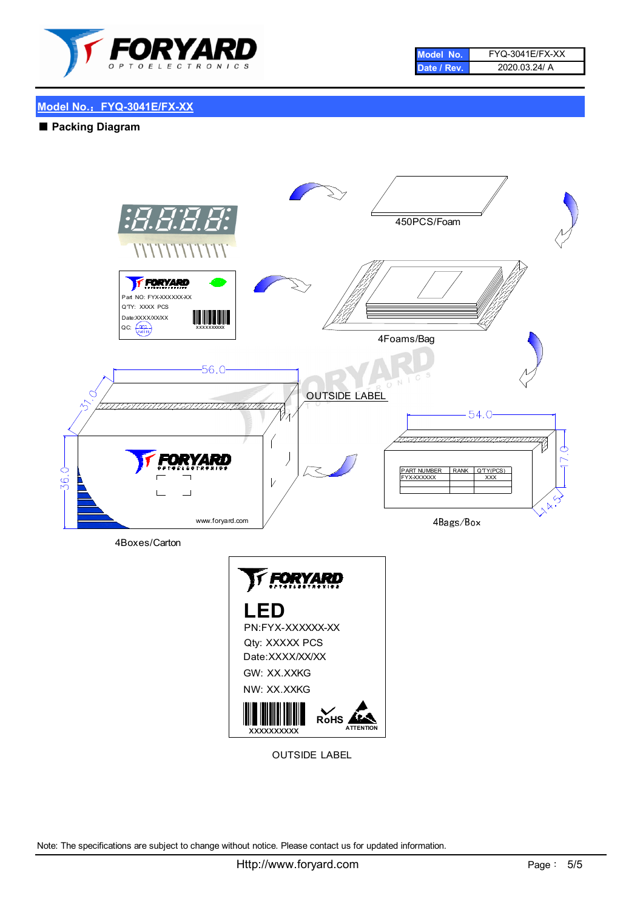## Model No.：FYQ-3041E/FX-XX

■ **Packing Diagram**

450PCS/Foam

Part NO: FYX-XXXXXX-XX
Q'TY: XXXX PCS
Date:XXXX/XX/XX
QC:
XXXXXXXXXX

4Foams/Bag

56.0
31.0
36.0

OUTSIDE LABEL

www.foryard.com

4Boxes/Carton

54.0
17.0
14.5

| PART NUMBER | RANK | Q'TY(PCS) |
|---|---|---|
| FYX-XXXXXX | | XXX |

4Bags/Box

LED
PN:FYX-XXXXXX-XX
Qty: XXXXX PCS
Date:XXXX/XX/XX
GW: XX.XXKG
NW: XX.XXKG
XXXXXXXXXX
RoHS
ATTENTION

OUTSIDE LABEL

Note: The specifications are subject to change without notice. Please contact us for updated information.